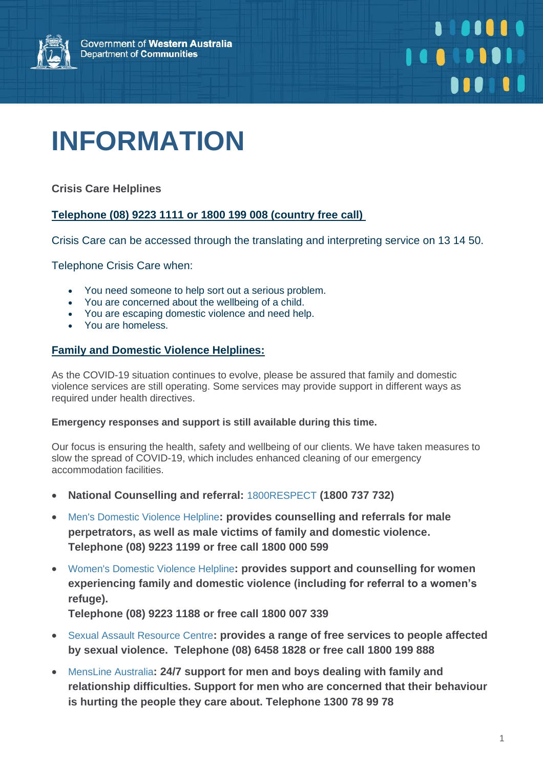Government of **Western Australia**
Department of **Communities**

# INFORMATION

**Crisis Care Helplines**

**Telephone (08) 9223 1111 or 1800 199 008 (country free call)**

Crisis Care can be accessed through the translating and interpreting service on 13 14 50.

Telephone Crisis Care when:

- You need someone to help sort out a serious problem.
- You are concerned about the wellbeing of a child.
- You are escaping domestic violence and need help.
- You are homeless.

**Family and Domestic Violence Helplines:**

As the COVID-19 situation continues to evolve, please be assured that family and domestic violence services are still operating. Some services may provide support in different ways as required under health directives.

**Emergency responses and support is still available during this time.**

Our focus is ensuring the health, safety and wellbeing of our clients. We have taken measures to slow the spread of COVID-19, which includes enhanced cleaning of our emergency accommodation facilities.

- **National Counselling and referral:** 1800RESPECT **(1800 737 732)**
- Men's Domestic Violence Helpline**: provides counselling and referrals for male perpetrators, as well as male victims of family and domestic violence. Telephone (08) 9223 1199 or free call 1800 000 599**
- Women's Domestic Violence Helpline**: provides support and counselling for women experiencing family and domestic violence (including for referral to a women's refuge).**
  **Telephone (08) 9223 1188 or free call 1800 007 339**
- Sexual Assault Resource Centre**: provides a range of free services to people affected by sexual violence. Telephone (08) 6458 1828 or free call 1800 199 888**
- MensLine Australia**: 24/7 support for men and boys dealing with family and relationship difficulties. Support for men who are concerned that their behaviour is hurting the people they care about. Telephone 1300 78 99 78**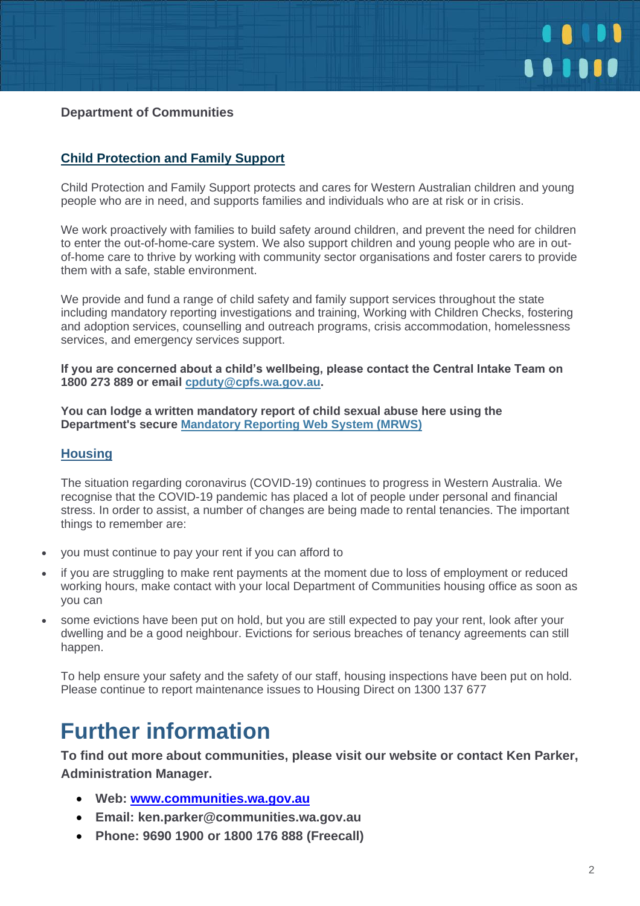**Department of Communities**

## [Child Protection and Family Support]

Child Protection and Family Support protects and cares for Western Australian children and young people who are in need, and supports families and individuals who are at risk or in crisis.

We work proactively with families to build safety around children, and prevent the need for children to enter the out-of-home-care system. We also support children and young people who are in out-of-home care to thrive by working with community sector organisations and foster carers to provide them with a safe, stable environment.

We provide and fund a range of child safety and family support services throughout the state including mandatory reporting investigations and training, Working with Children Checks, fostering and adoption services, counselling and outreach programs, crisis accommodation, homelessness services, and emergency services support.

**If you are concerned about a child's wellbeing, please contact the Central Intake Team on 1800 273 889 or email cpduty@cpfs.wa.gov.au.**

**You can lodge a written mandatory report of child sexual abuse here using the Department's secure Mandatory Reporting Web System (MRWS)**

## Housing

The situation regarding coronavirus (COVID-19) continues to progress in Western Australia. We recognise that the COVID-19 pandemic has placed a lot of people under personal and financial stress. In order to assist, a number of changes are being made to rental tenancies. The important things to remember are:

- you must continue to pay your rent if you can afford to
- if you are struggling to make rent payments at the moment due to loss of employment or reduced working hours, make contact with your local Department of Communities housing office as soon as you can
- some evictions have been put on hold, but you are still expected to pay your rent, look after your dwelling and be a good neighbour. Evictions for serious breaches of tenancy agreements can still happen.

To help ensure your safety and the safety of our staff, housing inspections have been put on hold. Please continue to report maintenance issues to Housing Direct on 1300 137 677

# Further information

**To find out more about communities, please visit our website or contact Ken Parker, Administration Manager.**

- **Web: www.communities.wa.gov.au**
- **Email: ken.parker@communities.wa.gov.au**
- **Phone: 9690 1900 or 1800 176 888 (Freecall)**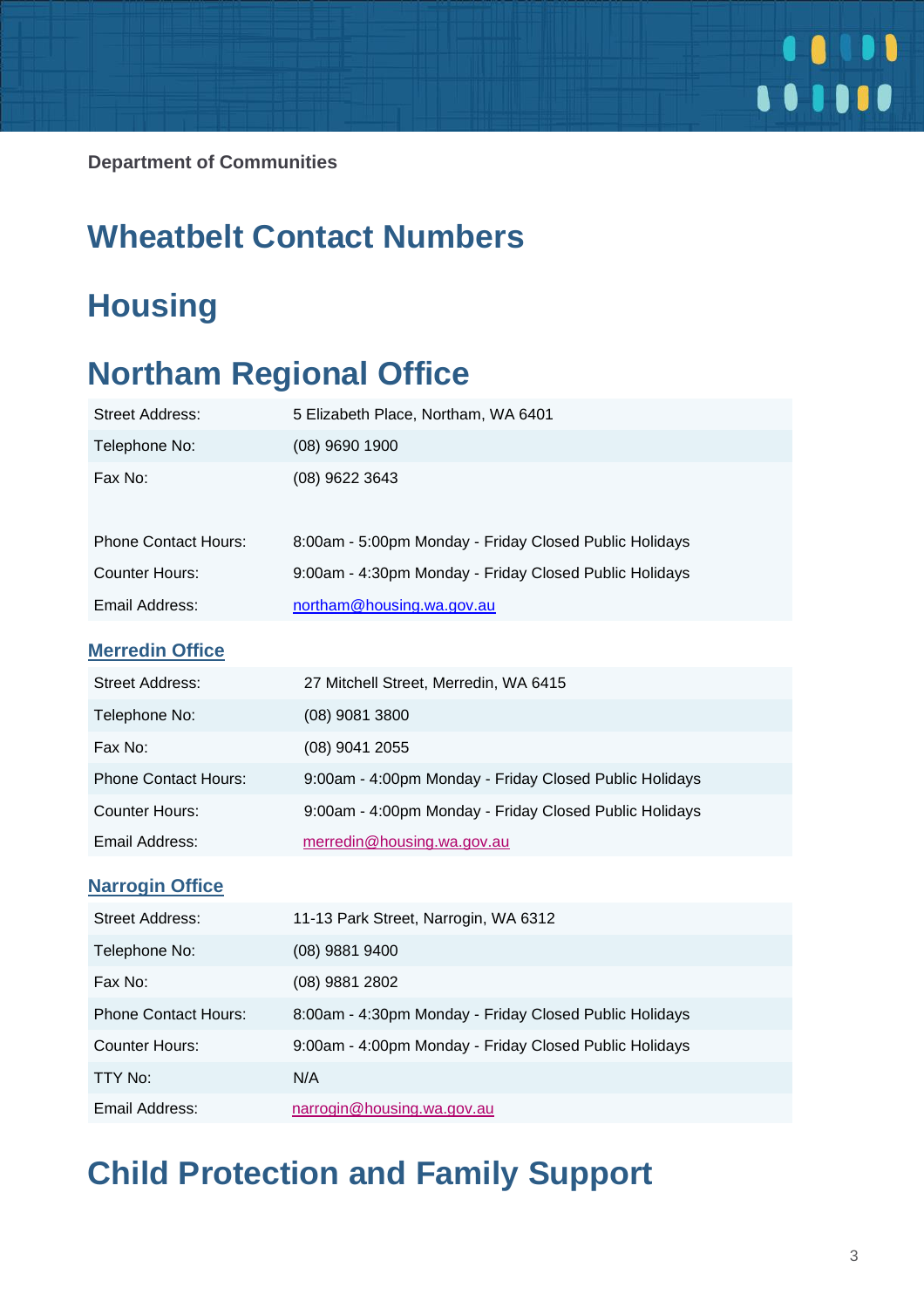Department of Communities

# Wheatbelt Contact Numbers

# Housing

# Northam Regional Office

| | |
|---|---|
| Street Address: | 5 Elizabeth Place, Northam, WA 6401 |
| Telephone No: | (08) 9690 1900 |
| Fax No: | (08) 9622 3643 |
| | |
| Phone Contact Hours: | 8:00am - 5:00pm Monday - Friday Closed Public Holidays |
| Counter Hours: | 9:00am - 4:30pm Monday - Friday Closed Public Holidays |
| Email Address: | northam@housing.wa.gov.au |

### Merredin Office

| | |
|---|---|
| Street Address: | 27 Mitchell Street, Merredin, WA 6415 |
| Telephone No: | (08) 9081 3800 |
| Fax No: | (08) 9041 2055 |
| Phone Contact Hours: | 9:00am - 4:00pm Monday - Friday Closed Public Holidays |
| Counter Hours: | 9:00am - 4:00pm Monday - Friday Closed Public Holidays |
| Email Address: | merredin@housing.wa.gov.au |

### Narrogin Office

| | |
|---|---|
| Street Address: | 11-13 Park Street, Narrogin, WA 6312 |
| Telephone No: | (08) 9881 9400 |
| Fax No: | (08) 9881 2802 |
| Phone Contact Hours: | 8:00am - 4:30pm Monday - Friday Closed Public Holidays |
| Counter Hours: | 9:00am - 4:00pm Monday - Friday Closed Public Holidays |
| TTY No: | N/A |
| Email Address: | narrogin@housing.wa.gov.au |

# Child Protection and Family Support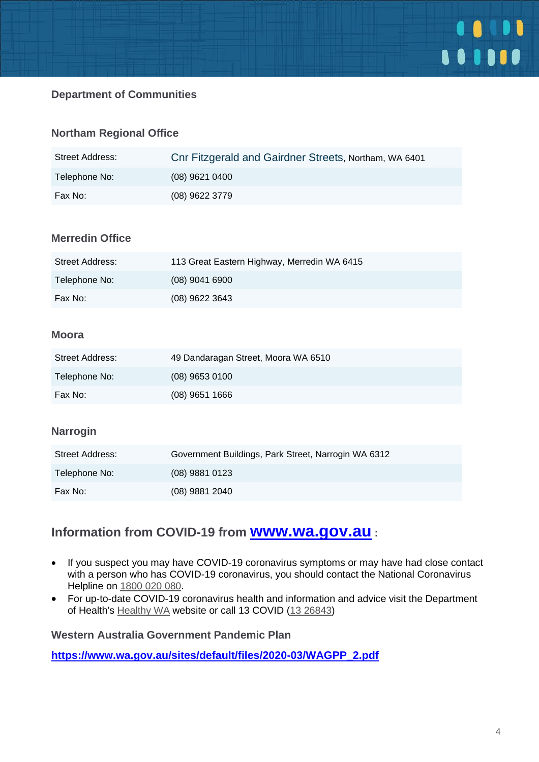## Department of Communities

### Northam Regional Office

| | |
|---|---|
| Street Address: | Cnr Fitzgerald and Gairdner Streets, Northam, WA 6401 |
| Telephone No: | (08) 9621 0400 |
| Fax No: | (08) 9622 3779 |

### Merredin Office

| | |
|---|---|
| Street Address: | 113 Great Eastern Highway, Merredin WA 6415 |
| Telephone No: | (08) 9041 6900 |
| Fax No: | (08) 9622 3643 |

### Moora

| | |
|---|---|
| Street Address: | 49 Dandaragan Street, Moora WA 6510 |
| Telephone No: | (08) 9653 0100 |
| Fax No: | (08) 9651 1666 |

### Narrogin

| | |
|---|---|
| Street Address: | Government Buildings, Park Street, Narrogin WA 6312 |
| Telephone No: | (08) 9881 0123 |
| Fax No: | (08) 9881 2040 |

## Information from COVID-19 from www.wa.gov.au :

- If you suspect you may have COVID-19 coronavirus symptoms or may have had close contact with a person who has COVID-19 coronavirus, you should contact the National Coronavirus Helpline on 1800 020 080.
- For up-to-date COVID-19 coronavirus health and information and advice visit the Department of Health's Healthy WA website or call 13 COVID (13 26843)

### Western Australia Government Pandemic Plan

https://www.wa.gov.au/sites/default/files/2020-03/WAGPP_2.pdf